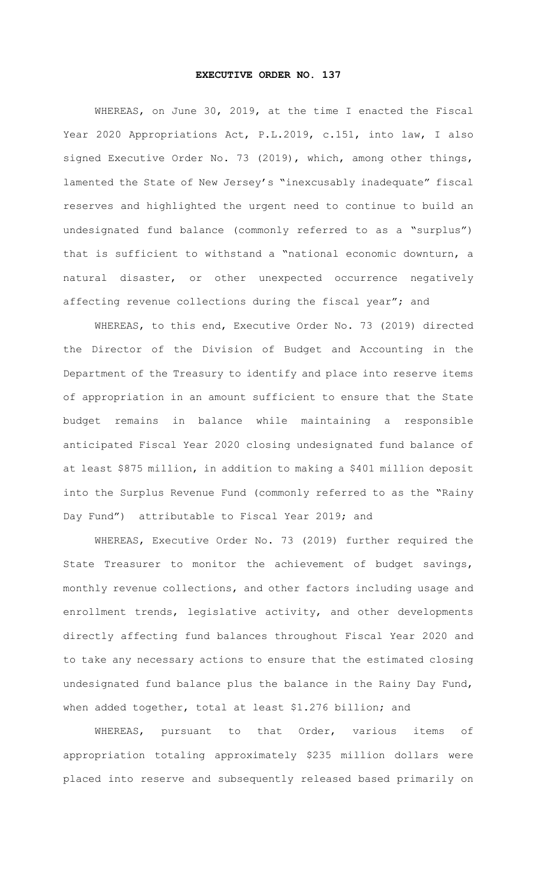# EXECUTIVE ORDER NO. 137

WHEREAS, on June 30, 2019, at the time I enacted the Fiscal Year 2020 Appropriations Act, P.L.2019, c.151, into law, I also signed Executive Order No. 73 (2019), which, among other things, lamented the State of New Jersey's "inexcusably inadequate" fiscal reserves and highlighted the urgent need to continue to build an undesignated fund balance (commonly referred to as a "surplus") that is sufficient to withstand a "national economic downturn, a natural disaster, or other unexpected occurrence negatively affecting revenue collections during the fiscal year"; and

WHEREAS, to this end, Executive Order No. 73 (2019) directed the Director of the Division of Budget and Accounting in the Department of the Treasury to identify and place into reserve items of appropriation in an amount sufficient to ensure that the State budget remains in balance while maintaining a responsible anticipated Fiscal Year 2020 closing undesignated fund balance of at least $875 million, in addition to making a $401 million deposit into the Surplus Revenue Fund (commonly referred to as the "Rainy Day Fund") attributable to Fiscal Year 2019; and

WHEREAS, Executive Order No. 73 (2019) further required the State Treasurer to monitor the achievement of budget savings, monthly revenue collections, and other factors including usage and enrollment trends, legislative activity, and other developments directly affecting fund balances throughout Fiscal Year 2020 and to take any necessary actions to ensure that the estimated closing undesignated fund balance plus the balance in the Rainy Day Fund, when added together, total at least $1.276 billion; and

WHEREAS, pursuant to that Order, various items of appropriation totaling approximately $235 million dollars were placed into reserve and subsequently released based primarily on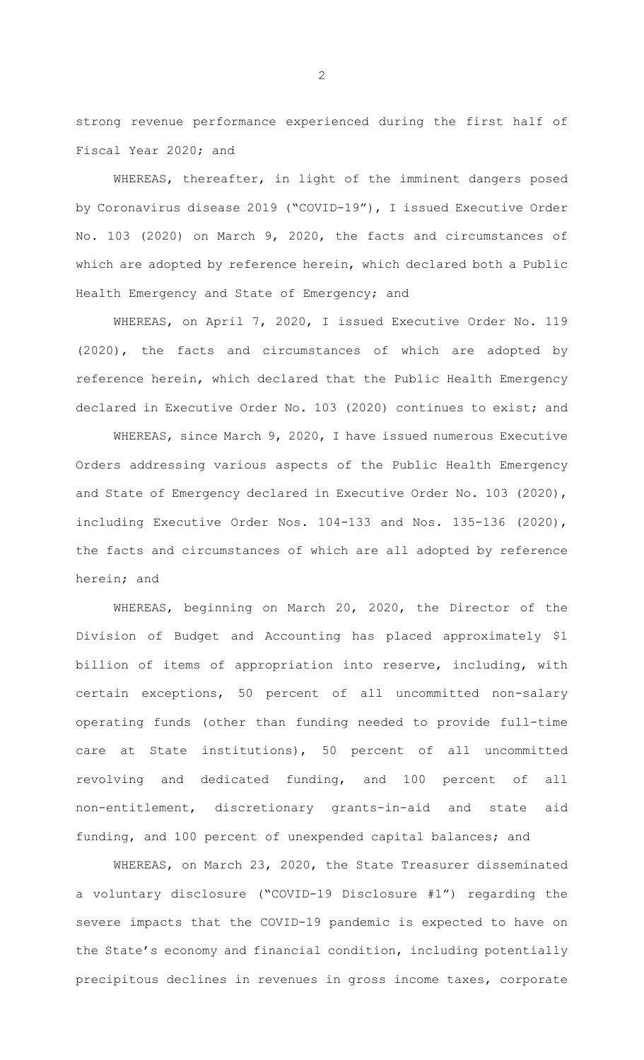strong revenue performance experienced during the first half of Fiscal Year 2020; and

WHEREAS, thereafter, in light of the imminent dangers posed by Coronavirus disease 2019 ("COVID-19"), I issued Executive Order No. 103 (2020) on March 9, 2020, the facts and circumstances of which are adopted by reference herein, which declared both a Public Health Emergency and State of Emergency; and

WHEREAS, on April 7, 2020, I issued Executive Order No. 119 (2020), the facts and circumstances of which are adopted by reference herein, which declared that the Public Health Emergency declared in Executive Order No. 103 (2020) continues to exist; and

WHEREAS, since March 9, 2020, I have issued numerous Executive Orders addressing various aspects of the Public Health Emergency and State of Emergency declared in Executive Order No. 103 (2020), including Executive Order Nos. 104-133 and Nos. 135-136 (2020), the facts and circumstances of which are all adopted by reference herein; and

WHEREAS, beginning on March 20, 2020, the Director of the Division of Budget and Accounting has placed approximately $1 billion of items of appropriation into reserve, including, with certain exceptions, 50 percent of all uncommitted non-salary operating funds (other than funding needed to provide full-time care at State institutions), 50 percent of all uncommitted revolving and dedicated funding, and 100 percent of all non-entitlement, discretionary grants-in-aid and state aid funding, and 100 percent of unexpended capital balances; and

WHEREAS, on March 23, 2020, the State Treasurer disseminated a voluntary disclosure ("COVID-19 Disclosure #1") regarding the severe impacts that the COVID-19 pandemic is expected to have on the State's economy and financial condition, including potentially precipitous declines in revenues in gross income taxes, corporate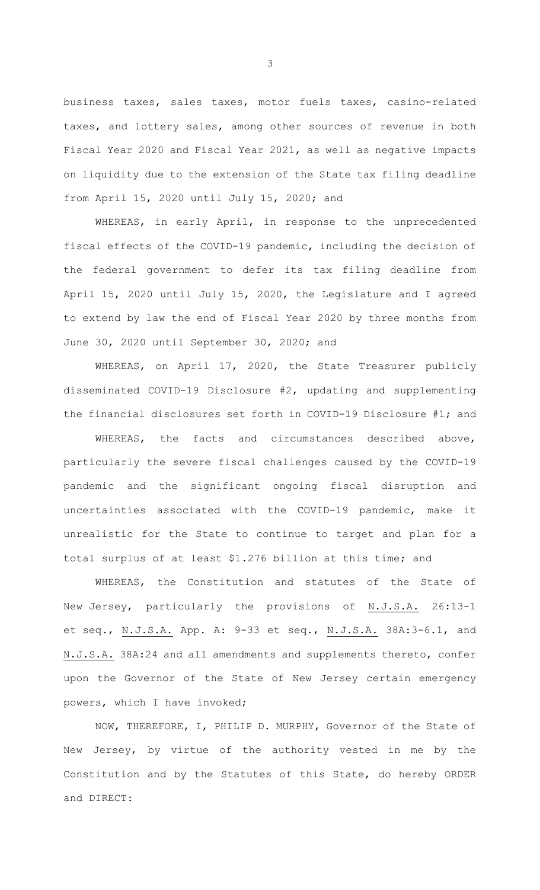business taxes, sales taxes, motor fuels taxes, casino-related taxes, and lottery sales, among other sources of revenue in both Fiscal Year 2020 and Fiscal Year 2021, as well as negative impacts on liquidity due to the extension of the State tax filing deadline from April 15, 2020 until July 15, 2020; and

WHEREAS, in early April, in response to the unprecedented fiscal effects of the COVID-19 pandemic, including the decision of the federal government to defer its tax filing deadline from April 15, 2020 until July 15, 2020, the Legislature and I agreed to extend by law the end of Fiscal Year 2020 by three months from June 30, 2020 until September 30, 2020; and

WHEREAS, on April 17, 2020, the State Treasurer publicly disseminated COVID-19 Disclosure #2, updating and supplementing the financial disclosures set forth in COVID-19 Disclosure #1; and

WHEREAS, the facts and circumstances described above, particularly the severe fiscal challenges caused by the COVID-19 pandemic and the significant ongoing fiscal disruption and uncertainties associated with the COVID-19 pandemic, make it unrealistic for the State to continue to target and plan for a total surplus of at least $1.276 billion at this time; and

WHEREAS, the Constitution and statutes of the State of New Jersey, particularly the provisions of N.J.S.A. 26:13-1 et seq., N.J.S.A. App. A: 9-33 et seq., N.J.S.A. 38A:3-6.1, and N.J.S.A. 38A:24 and all amendments and supplements thereto, confer upon the Governor of the State of New Jersey certain emergency powers, which I have invoked;

NOW, THEREFORE, I, PHILIP D. MURPHY, Governor of the State of New Jersey, by virtue of the authority vested in me by the Constitution and by the Statutes of this State, do hereby ORDER and DIRECT: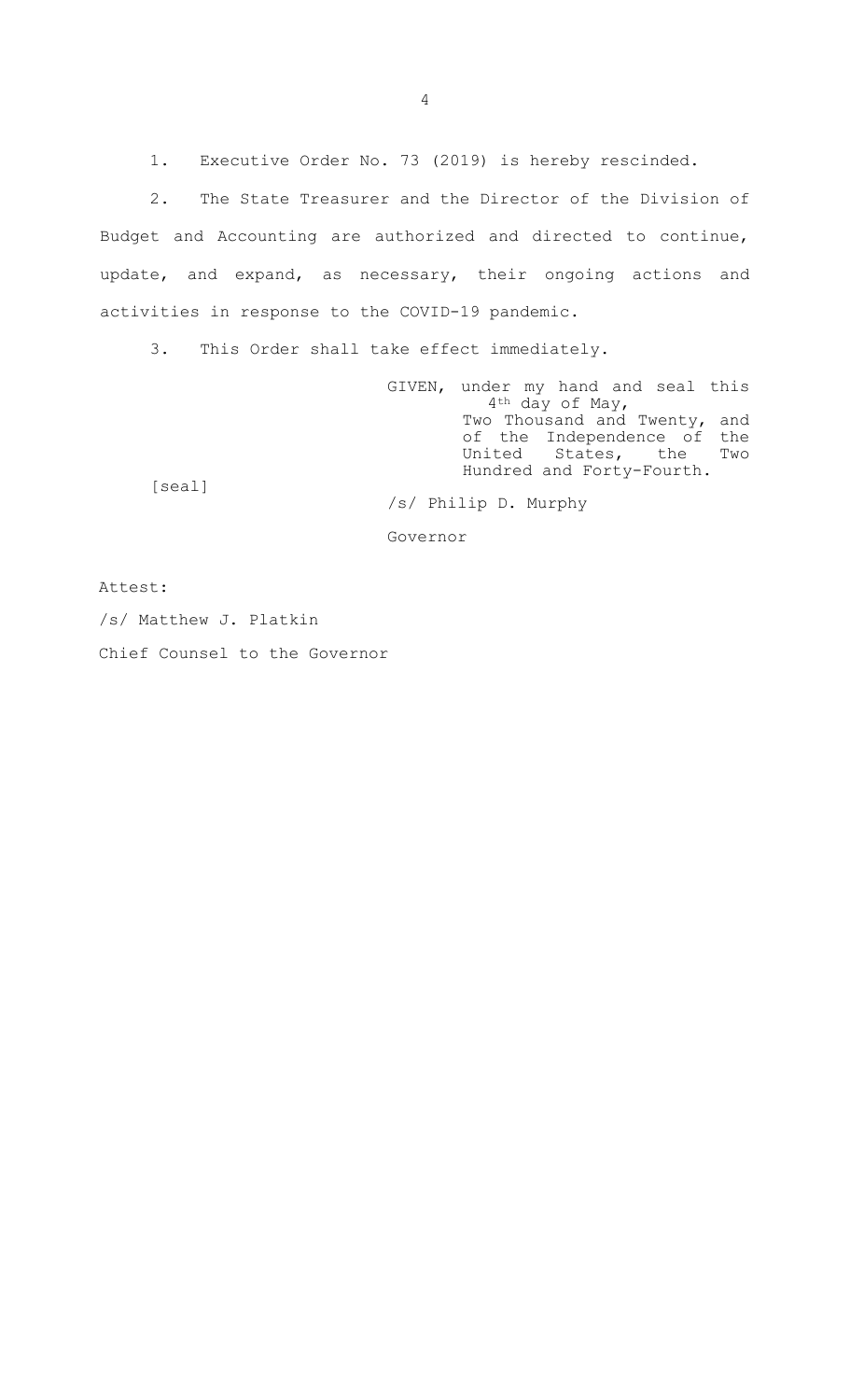1. Executive Order No. 73 (2019) is hereby rescinded.

2. The State Treasurer and the Director of the Division of Budget and Accounting are authorized and directed to continue, update, and expand, as necessary, their ongoing actions and activities in response to the COVID-19 pandemic.

3. This Order shall take effect immediately.

GIVEN, under my hand and seal this 4th day of May, Two Thousand and Twenty, and of the Independence of the United States, the Two Hundred and Forty-Fourth.

[seal]

/s/ Philip D. Murphy

Governor

Attest:

/s/ Matthew J. Platkin

Chief Counsel to the Governor